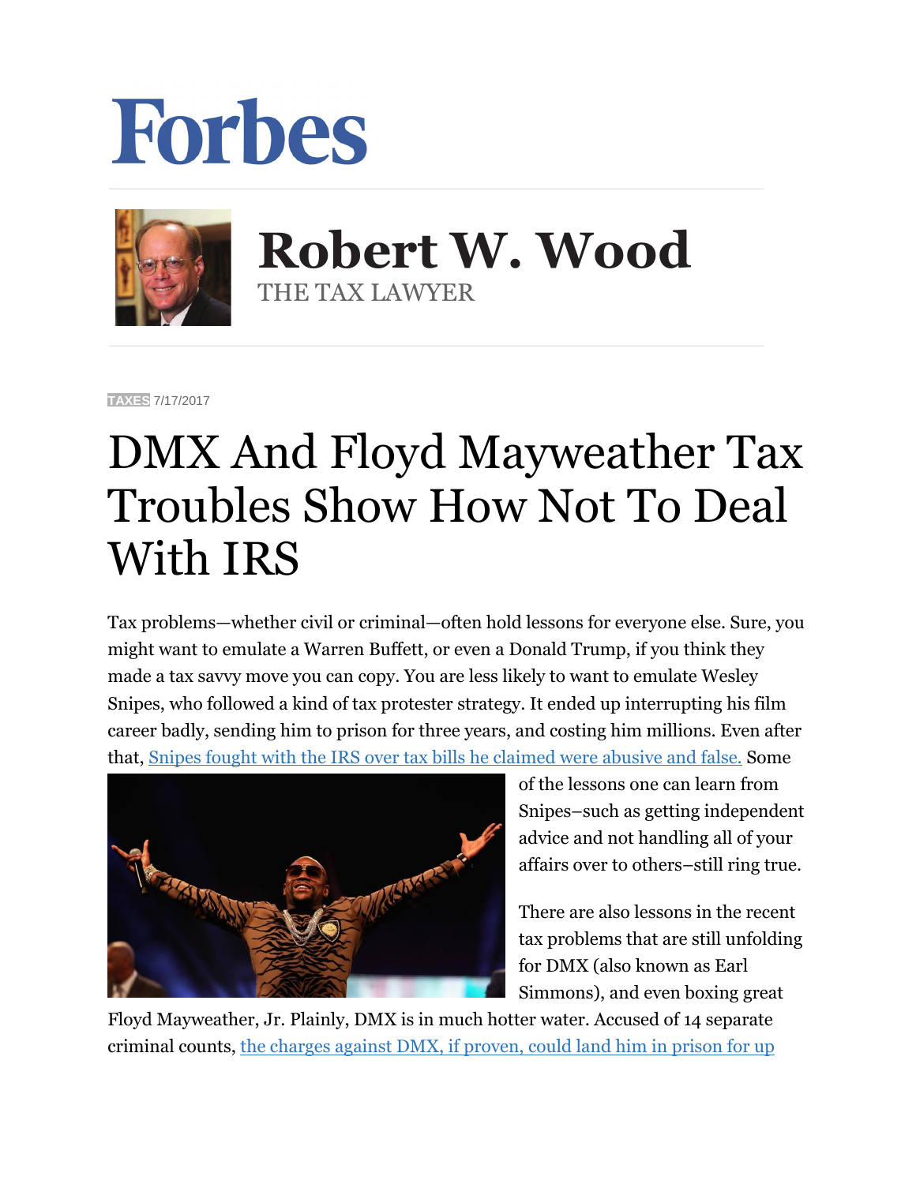Forbes

# Robert W. Wood

THE TAX LAWYER

TAXES 7/17/2017

# DMX And Floyd Mayweather Tax Troubles Show How Not To Deal With IRS

Tax problems—whether civil or criminal—often hold lessons for everyone else. Sure, you might want to emulate a Warren Buffett, or even a Donald Trump, if you think they made a tax savvy move you can copy. You are less likely to want to emulate Wesley Snipes, who followed a kind of tax protester strategy. It ended up interrupting his film career badly, sending him to prison for three years, and costing him millions. Even after that, Snipes fought with the IRS over tax bills he claimed were abusive and false. Some of the lessons one can learn from Snipes–such as getting independent advice and not handling all of your affairs over to others–still ring true.

There are also lessons in the recent tax problems that are still unfolding for DMX (also known as Earl Simmons), and even boxing great Floyd Mayweather, Jr. Plainly, DMX is in much hotter water. Accused of 14 separate criminal counts, the charges against DMX, if proven, could land him in prison for up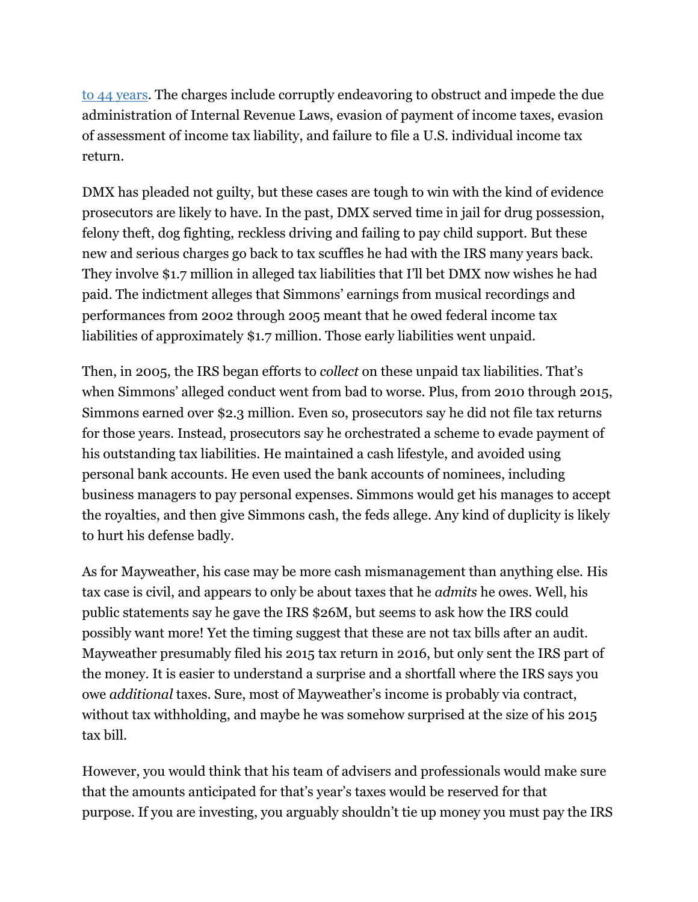[to 44 years](). The charges include corruptly endeavoring to obstruct and impede the due administration of Internal Revenue Laws, evasion of payment of income taxes, evasion of assessment of income tax liability, and failure to file a U.S. individual income tax return.

DMX has pleaded not guilty, but these cases are tough to win with the kind of evidence prosecutors are likely to have. In the past, DMX served time in jail for drug possession, felony theft, dog fighting, reckless driving and failing to pay child support. But these new and serious charges go back to tax scuffles he had with the IRS many years back. They involve $1.7 million in alleged tax liabilities that I'll bet DMX now wishes he had paid. The indictment alleges that Simmons' earnings from musical recordings and performances from 2002 through 2005 meant that he owed federal income tax liabilities of approximately $1.7 million. Those early liabilities went unpaid.

Then, in 2005, the IRS began efforts to *collect* on these unpaid tax liabilities. That's when Simmons' alleged conduct went from bad to worse. Plus, from 2010 through 2015, Simmons earned over $2.3 million. Even so, prosecutors say he did not file tax returns for those years. Instead, prosecutors say he orchestrated a scheme to evade payment of his outstanding tax liabilities. He maintained a cash lifestyle, and avoided using personal bank accounts. He even used the bank accounts of nominees, including business managers to pay personal expenses. Simmons would get his manages to accept the royalties, and then give Simmons cash, the feds allege. Any kind of duplicity is likely to hurt his defense badly.

As for Mayweather, his case may be more cash mismanagement than anything else. His tax case is civil, and appears to only be about taxes that he *admits* he owes. Well, his public statements say he gave the IRS $26M, but seems to ask how the IRS could possibly want more! Yet the timing suggest that these are not tax bills after an audit. Mayweather presumably filed his 2015 tax return in 2016, but only sent the IRS part of the money. It is easier to understand a surprise and a shortfall where the IRS says you owe *additional* taxes. Sure, most of Mayweather's income is probably via contract, without tax withholding, and maybe he was somehow surprised at the size of his 2015 tax bill.

However, you would think that his team of advisers and professionals would make sure that the amounts anticipated for that's year's taxes would be reserved for that purpose. If you are investing, you arguably shouldn't tie up money you must pay the IRS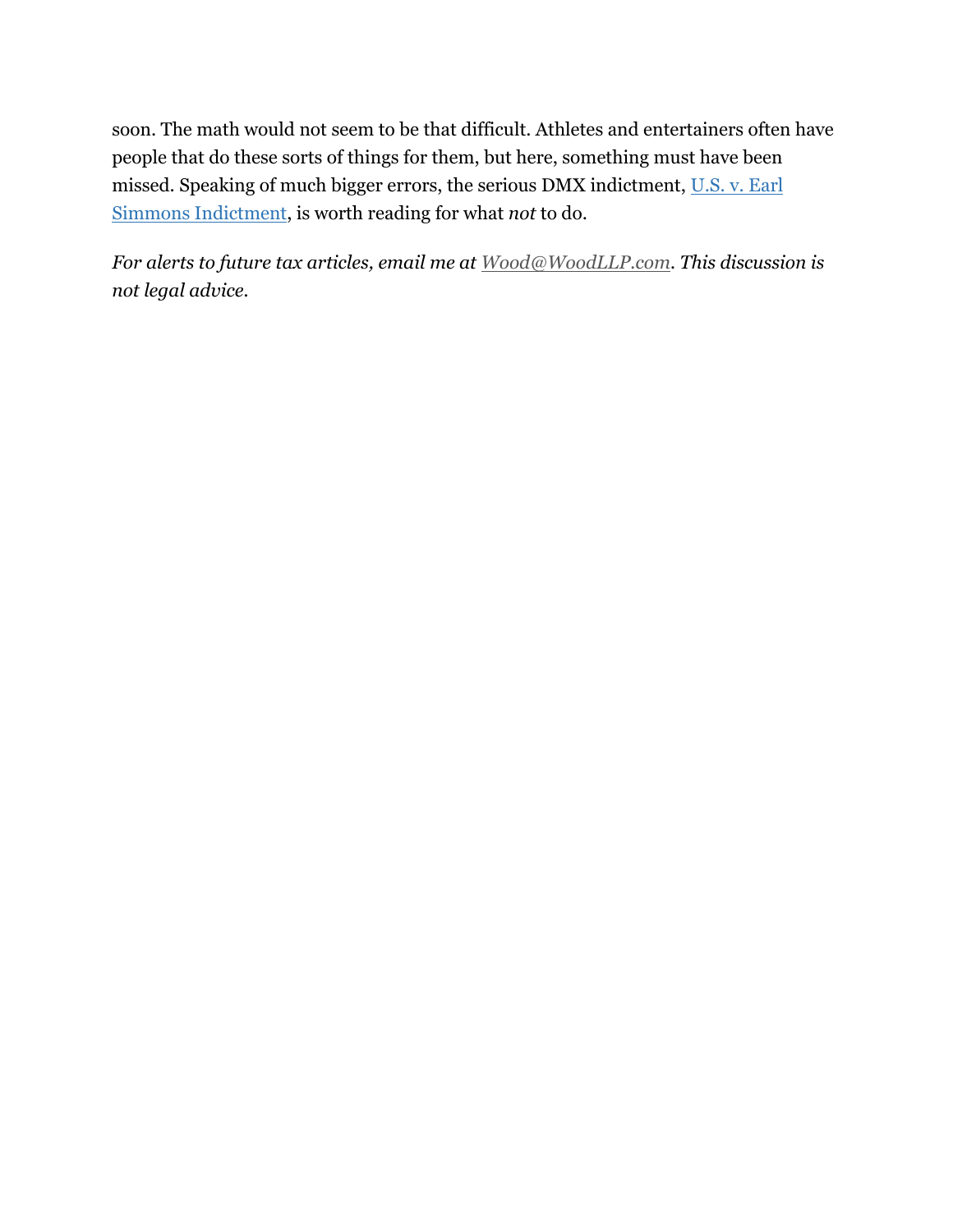soon. The math would not seem to be that difficult. Athletes and entertainers often have people that do these sorts of things for them, but here, something must have been missed. Speaking of much bigger errors, the serious DMX indictment, [U.S. v. Earl Simmons Indictment](), is worth reading for what *not* to do.

*For alerts to future tax articles, email me at [Wood@WoodLLP.com](mailto:Wood@WoodLLP.com). This discussion is not legal advice.*